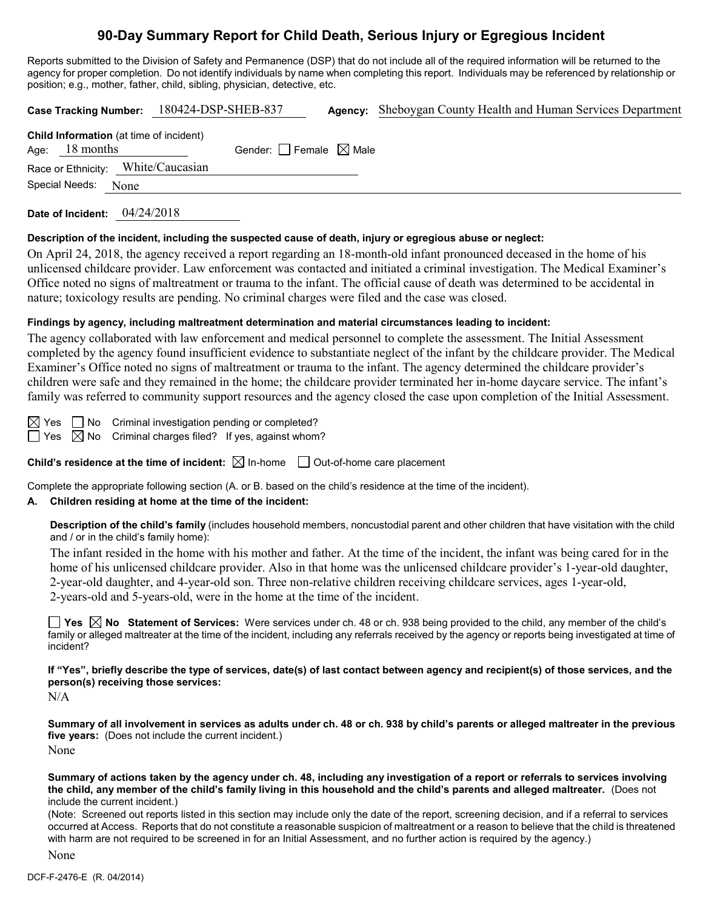# 90-Day Summary Report for Child Death, Serious Injury or Egregious Incident

Reports submitted to the Division of Safety and Permanence (DSP) that do not include all of the required information will be returned to the agency for proper completion. Do not identify individuals by name when completing this report. Individuals may be referenced by relationship or position; e.g., mother, father, child, sibling, physician, detective, etc.

**Case Tracking Number:** 180424-DSP-SHEB-837 **Agency:** Sheboygan County Health and Human Services Department

**Child Information** (at time of incident)

Age: 18 months Gender: ☐ Female ☒ Male

Race or Ethnicity: White/Caucasian

Special Needs: None

**Date of Incident:** 04/24/2018

**Description of the incident, including the suspected cause of death, injury or egregious abuse or neglect:**

On April 24, 2018, the agency received a report regarding an 18-month-old infant pronounced deceased in the home of his unlicensed childcare provider. Law enforcement was contacted and initiated a criminal investigation. The Medical Examiner's Office noted no signs of maltreatment or trauma to the infant. The official cause of death was determined to be accidental in nature; toxicology results are pending. No criminal charges were filed and the case was closed.

**Findings by agency, including maltreatment determination and material circumstances leading to incident:**

The agency collaborated with law enforcement and medical personnel to complete the assessment. The Initial Assessment completed by the agency found insufficient evidence to substantiate neglect of the infant by the childcare provider. The Medical Examiner's Office noted no signs of maltreatment or trauma to the infant. The agency determined the childcare provider's children were safe and they remained in the home; the childcare provider terminated her in-home daycare service. The infant's family was referred to community support resources and the agency closed the case upon completion of the Initial Assessment.

☒ Yes ☐ No Criminal investigation pending or completed?

☐ Yes ☒ No Criminal charges filed? If yes, against whom?

**Child's residence at the time of incident:** ☒ In-home ☐ Out-of-home care placement

Complete the appropriate following section (A. or B. based on the child's residence at the time of the incident).

**A. Children residing at home at the time of the incident:**

**Description of the child's family** (includes household members, noncustodial parent and other children that have visitation with the child and / or in the child's family home):

The infant resided in the home with his mother and father. At the time of the incident, the infant was being cared for in the home of his unlicensed childcare provider. Also in that home was the unlicensed childcare provider's 1-year-old daughter, 2-year-old daughter, and 4-year-old son. Three non-relative children receiving childcare services, ages 1-year-old, 2-years-old and 5-years-old, were in the home at the time of the incident.

☐ **Yes** ☒ **No Statement of Services:** Were services under ch. 48 or ch. 938 being provided to the child, any member of the child's family or alleged maltreater at the time of the incident, including any referrals received by the agency or reports being investigated at time of incident?

**If "Yes", briefly describe the type of services, date(s) of last contact between agency and recipient(s) of those services, and the person(s) receiving those services:**

N/A

**Summary of all involvement in services as adults under ch. 48 or ch. 938 by child's parents or alleged maltreater in the previous five years:** (Does not include the current incident.)

None

**Summary of actions taken by the agency under ch. 48, including any investigation of a report or referrals to services involving the child, any member of the child's family living in this household and the child's parents and alleged maltreater.** (Does not include the current incident.)

(Note: Screened out reports listed in this section may include only the date of the report, screening decision, and if a referral to services occurred at Access. Reports that do not constitute a reasonable suspicion of maltreatment or a reason to believe that the child is threatened with harm are not required to be screened in for an Initial Assessment, and no further action is required by the agency.)

None

DCF-F-2476-E (R. 04/2014)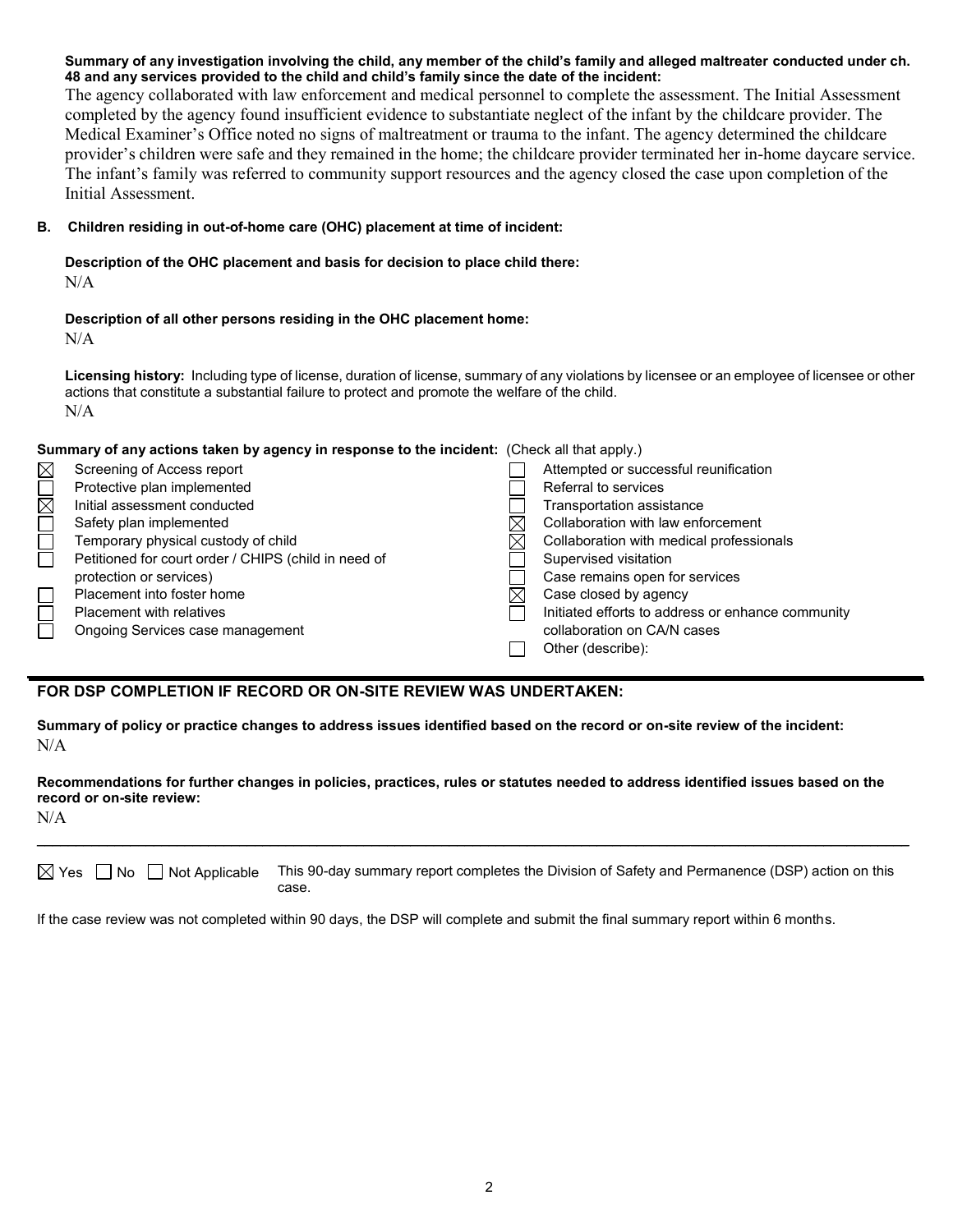**Summary of any investigation involving the child, any member of the child's family and alleged maltreater conducted under ch. 48 and any services provided to the child and child's family since the date of the incident:**

The agency collaborated with law enforcement and medical personnel to complete the assessment. The Initial Assessment completed by the agency found insufficient evidence to substantiate neglect of the infant by the childcare provider. The Medical Examiner's Office noted no signs of maltreatment or trauma to the infant. The agency determined the childcare provider's children were safe and they remained in the home; the childcare provider terminated her in-home daycare service. The infant's family was referred to community support resources and the agency closed the case upon completion of the Initial Assessment.

**B. Children residing in out-of-home care (OHC) placement at time of incident:**

**Description of the OHC placement and basis for decision to place child there:**
N/A

**Description of all other persons residing in the OHC placement home:**
N/A

**Licensing history:** Including type of license, duration of license, summary of any violations by licensee or an employee of licensee or other actions that constitute a substantial failure to protect and promote the welfare of the child.
N/A

**Summary of any actions taken by agency in response to the incident:** (Check all that apply.)

- ☒ Screening of Access report
- ☐ Protective plan implemented
- ☒ Initial assessment conducted
- ☐ Safety plan implemented
- ☐ Temporary physical custody of child
- ☐ Petitioned for court order / CHIPS (child in need of protection or services)
- ☐ Placement into foster home
- ☐ Placement with relatives
- ☐ Ongoing Services case management
- ☐ Attempted or successful reunification
- ☐ Referral to services
- ☐ Transportation assistance
- ☒ Collaboration with law enforcement
- ☒ Collaboration with medical professionals
- ☐ Supervised visitation
- ☐ Case remains open for services
- ☒ Case closed by agency
- ☐ Initiated efforts to address or enhance community collaboration on CA/N cases
- ☐ Other (describe):

## FOR DSP COMPLETION IF RECORD OR ON-SITE REVIEW WAS UNDERTAKEN:

**Summary of policy or practice changes to address issues identified based on the record or on-site review of the incident:**
N/A

**Recommendations for further changes in policies, practices, rules or statutes needed to address identified issues based on the record or on-site review:**
N/A

☒ Yes ☐ No ☐ Not Applicable This 90-day summary report completes the Division of Safety and Permanence (DSP) action on this case.

If the case review was not completed within 90 days, the DSP will complete and submit the final summary report within 6 months.